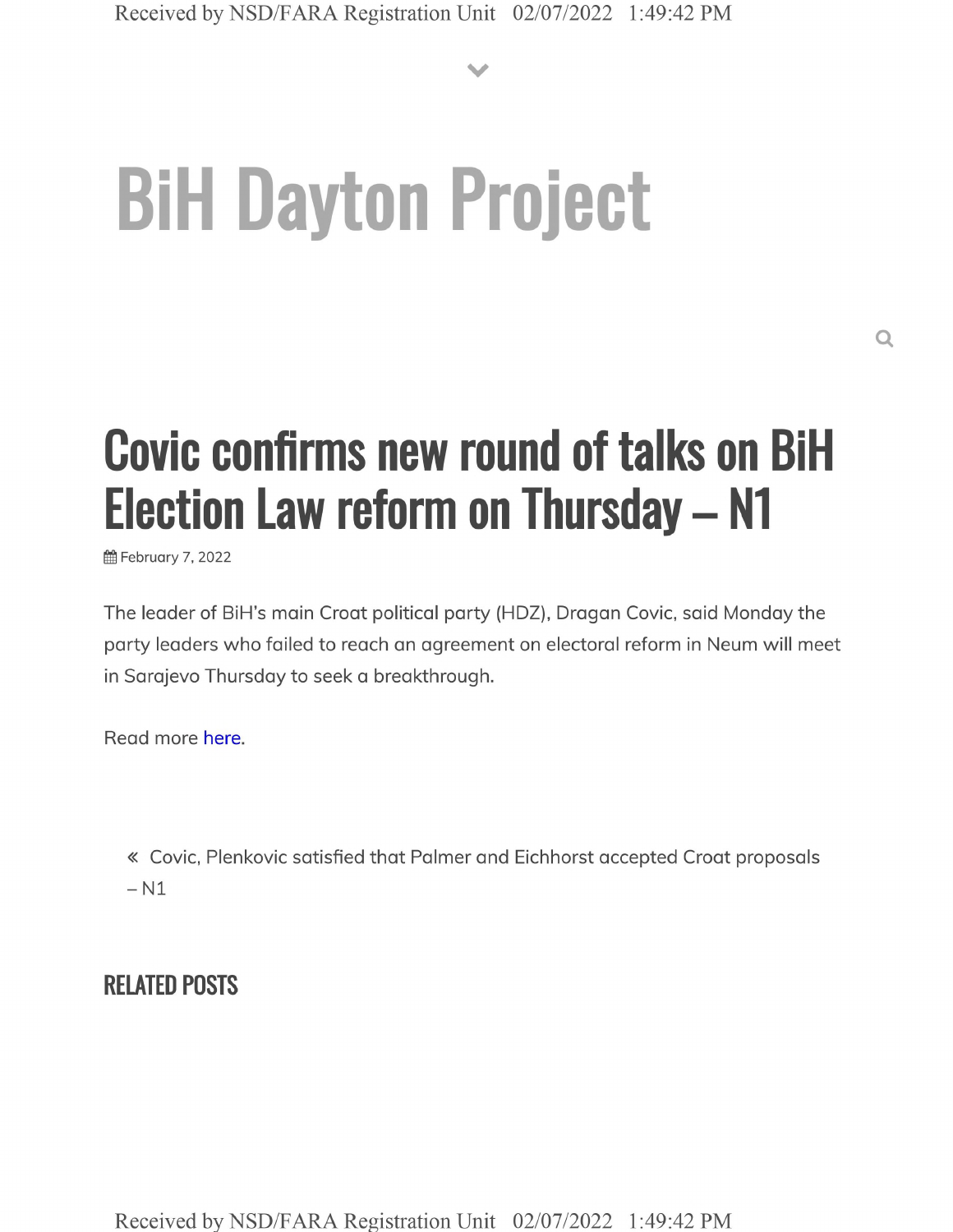# BiH Dayton Project

## Covic confirms new round of talks on BiH Election Law reform on Thursday – N1

February 7, 2022

The leader of BiH's main Croat political party (HDZ), Dragan Covic, said Monday the party leaders who failed to reach an agreement on electoral reform in Neum will meet in Sarajevo Thursday to seek a breakthrough.

Read more here.

« Covic, Plenkovic satisfied that Palmer and Eichhorst accepted Croat proposals – N1

### RELATED POSTS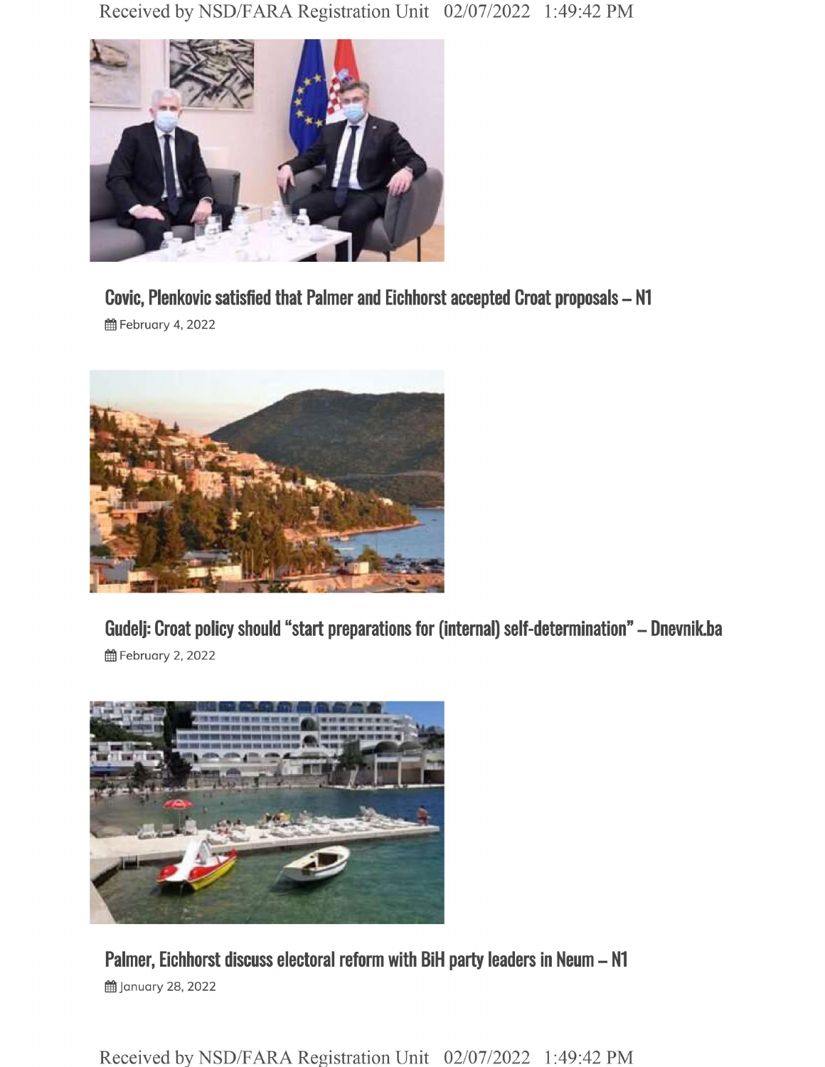### Covic, Plenkovic satisfied that Palmer and Eichhorst accepted Croat proposals – N1

February 4, 2022

### Gudelj: Croat policy should "start preparations for (internal) self-determination" – Dnevnik.ba

February 2, 2022

### Palmer, Eichhorst discuss electoral reform with BiH party leaders in Neum – N1

January 28, 2022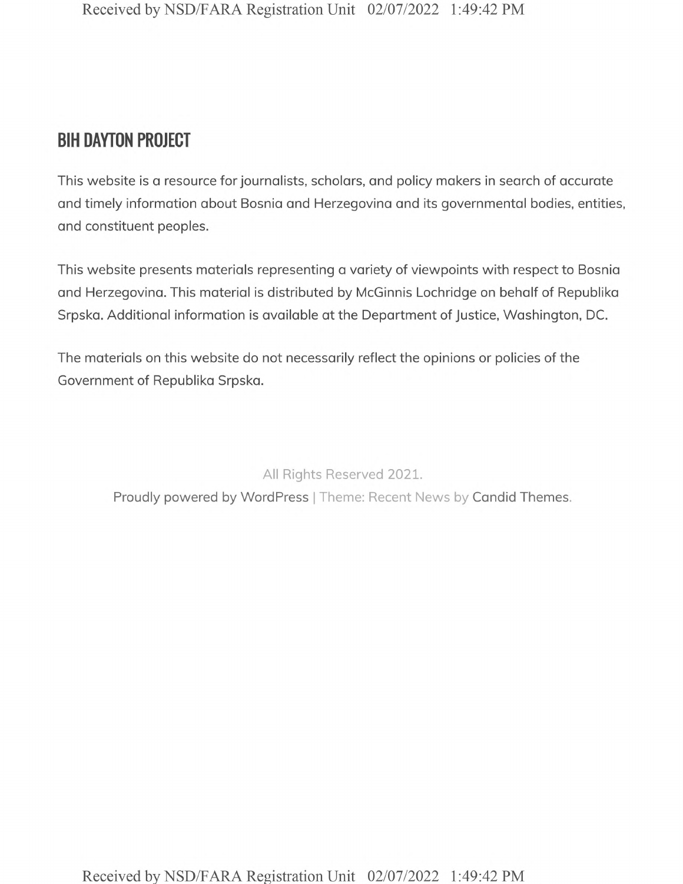## BIH DAYTON PROJECT

This website is a resource for journalists, scholars, and policy makers in search of accurate and timely information about Bosnia and Herzegovina and its governmental bodies, entities, and constituent peoples.

This website presents materials representing a variety of viewpoints with respect to Bosnia and Herzegovina. This material is distributed by McGinnis Lochridge on behalf of Republika Srpska. Additional information is available at the Department of Justice, Washington, DC.

The materials on this website do not necessarily reflect the opinions or policies of the Government of Republika Srpska.

All Rights Reserved 2021.

Proudly powered by WordPress | Theme: Recent News by Candid Themes.